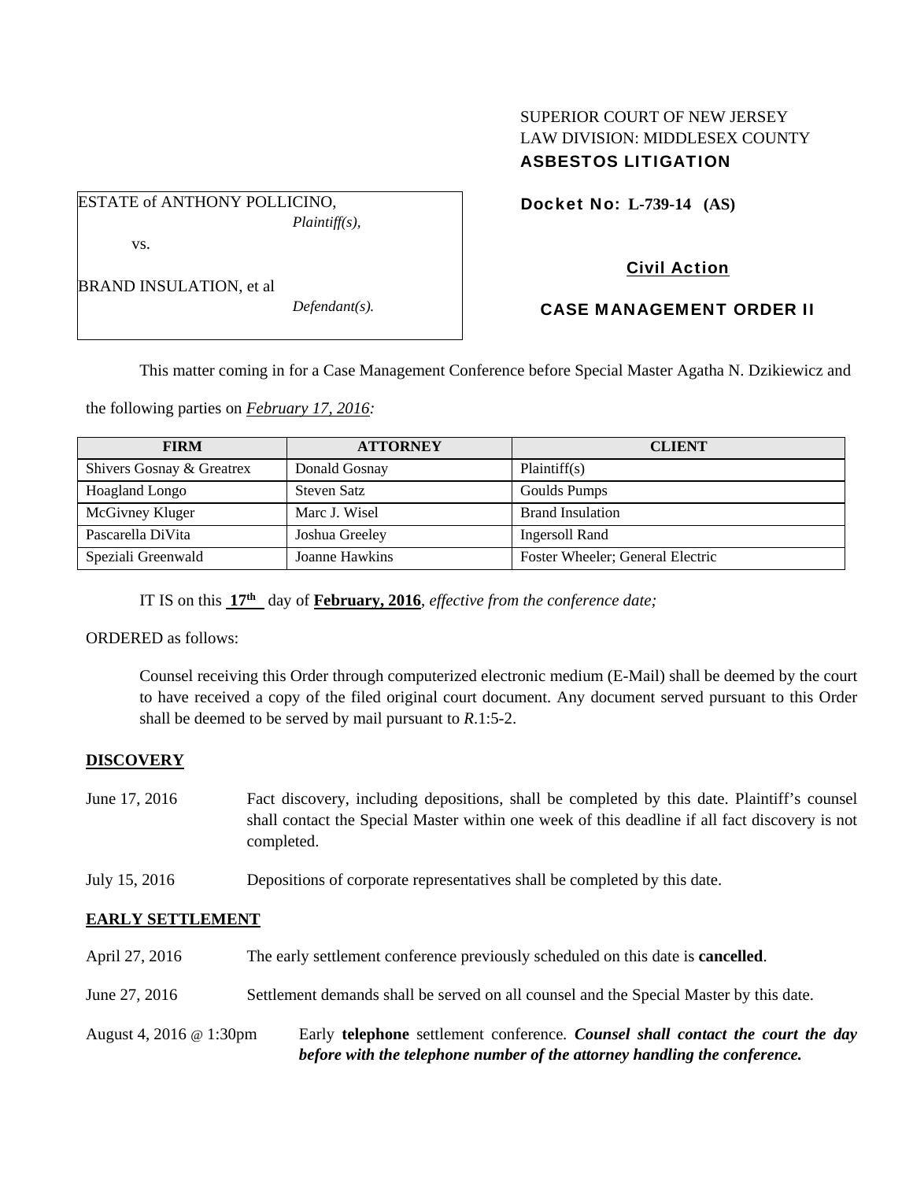SUPERIOR COURT OF NEW JERSEY
LAW DIVISION: MIDDLESEX COUNTY
**ASBESTOS LITIGATION**

ESTATE of ANTHONY POLLICINO,
*Plaintiff(s),*

vs.

BRAND INSULATION, et al
*Defendant(s).*

**Docket No: L-739-14 (AS)**

**Civil Action**

**CASE MANAGEMENT ORDER II**

This matter coming in for a Case Management Conference before Special Master Agatha N. Dzikiewicz and the following parties on ***February 17, 2016:***

| FIRM | ATTORNEY | CLIENT |
|---|---|---|
| Shivers Gosnay & Greatrex | Donald Gosnay | Plaintiff(s) |
| Hoagland Longo | Steven Satz | Goulds Pumps |
| McGivney Kluger | Marc J. Wisel | Brand Insulation |
| Pascarella DiVita | Joshua Greeley | Ingersoll Rand |
| Speziali Greenwald | Joanne Hawkins | Foster Wheeler; General Electric |

IT IS on this **17th** day of **February, 2016**, *effective from the conference date;*

ORDERED as follows:

Counsel receiving this Order through computerized electronic medium (E-Mail) shall be deemed by the court to have received a copy of the filed original court document. Any document served pursuant to this Order shall be deemed to be served by mail pursuant to *R*.1:5-2.

**DISCOVERY**

June 17, 2016 — Fact discovery, including depositions, shall be completed by this date. Plaintiff's counsel shall contact the Special Master within one week of this deadline if all fact discovery is not completed.

July 15, 2016 — Depositions of corporate representatives shall be completed by this date.

**EARLY SETTLEMENT**

April 27, 2016 — The early settlement conference previously scheduled on this date is **cancelled**.

June 27, 2016 — Settlement demands shall be served on all counsel and the Special Master by this date.

August 4, 2016 @ 1:30pm — Early **telephone** settlement conference. ***Counsel shall contact the court the day before with the telephone number of the attorney handling the conference.***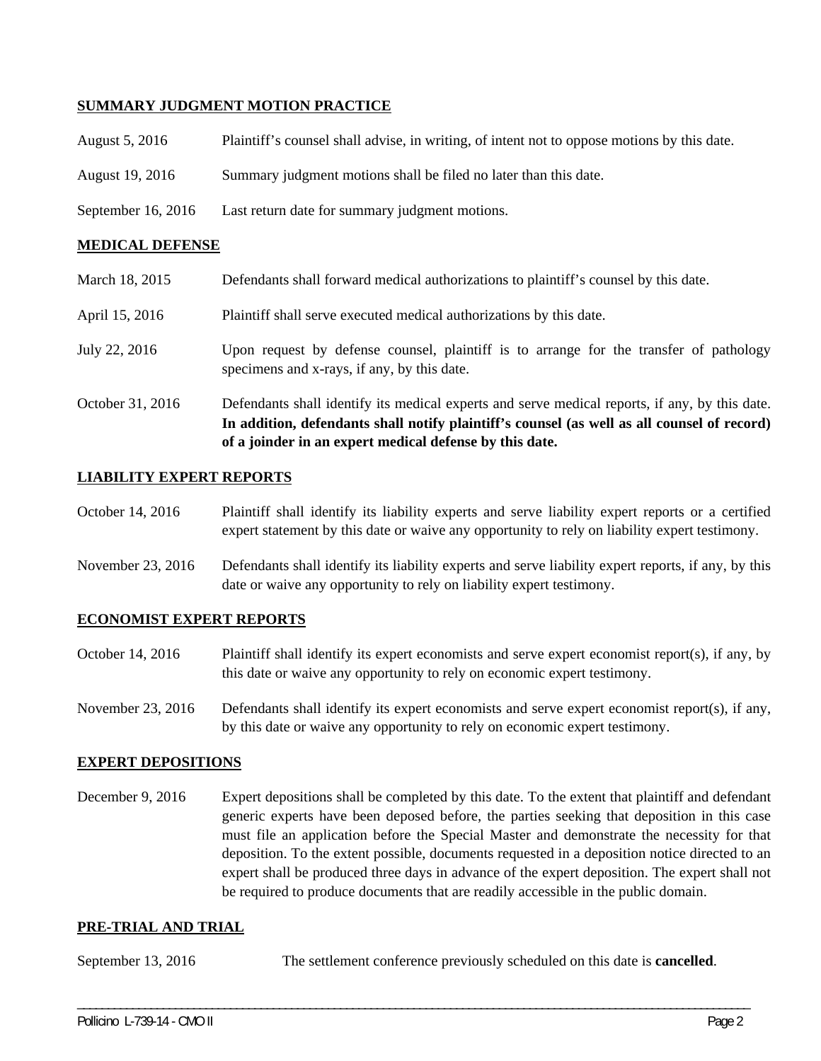## SUMMARY JUDGMENT MOTION PRACTICE

| | |
|---|---|
| August 5, 2016 | Plaintiff's counsel shall advise, in writing, of intent not to oppose motions by this date. |
| August 19, 2016 | Summary judgment motions shall be filed no later than this date. |
| September 16, 2016 | Last return date for summary judgment motions. |

## MEDICAL DEFENSE

| | |
|---|---|
| March 18, 2015 | Defendants shall forward medical authorizations to plaintiff's counsel by this date. |
| April 15, 2016 | Plaintiff shall serve executed medical authorizations by this date. |
| July 22, 2016 | Upon request by defense counsel, plaintiff is to arrange for the transfer of pathology specimens and x-rays, if any, by this date. |
| October 31, 2016 | Defendants shall identify its medical experts and serve medical reports, if any, by this date. **In addition, defendants shall notify plaintiff's counsel (as well as all counsel of record) of a joinder in an expert medical defense by this date.** |

## LIABILITY EXPERT REPORTS

| | |
|---|---|
| October 14, 2016 | Plaintiff shall identify its liability experts and serve liability expert reports or a certified expert statement by this date or waive any opportunity to rely on liability expert testimony. |
| November 23, 2016 | Defendants shall identify its liability experts and serve liability expert reports, if any, by this date or waive any opportunity to rely on liability expert testimony. |

## ECONOMIST EXPERT REPORTS

| | |
|---|---|
| October 14, 2016 | Plaintiff shall identify its expert economists and serve expert economist report(s), if any, by this date or waive any opportunity to rely on economic expert testimony. |
| November 23, 2016 | Defendants shall identify its expert economists and serve expert economist report(s), if any, by this date or waive any opportunity to rely on economic expert testimony. |

## EXPERT DEPOSITIONS

| | |
|---|---|
| December 9, 2016 | Expert depositions shall be completed by this date. To the extent that plaintiff and defendant generic experts have been deposed before, the parties seeking that deposition in this case must file an application before the Special Master and demonstrate the necessity for that deposition. To the extent possible, documents requested in a deposition notice directed to an expert shall be produced three days in advance of the expert deposition. The expert shall not be required to produce documents that are readily accessible in the public domain. |

## PRE-TRIAL AND TRIAL

| | |
|---|---|
| September 13, 2016 | The settlement conference previously scheduled on this date is **cancelled**. |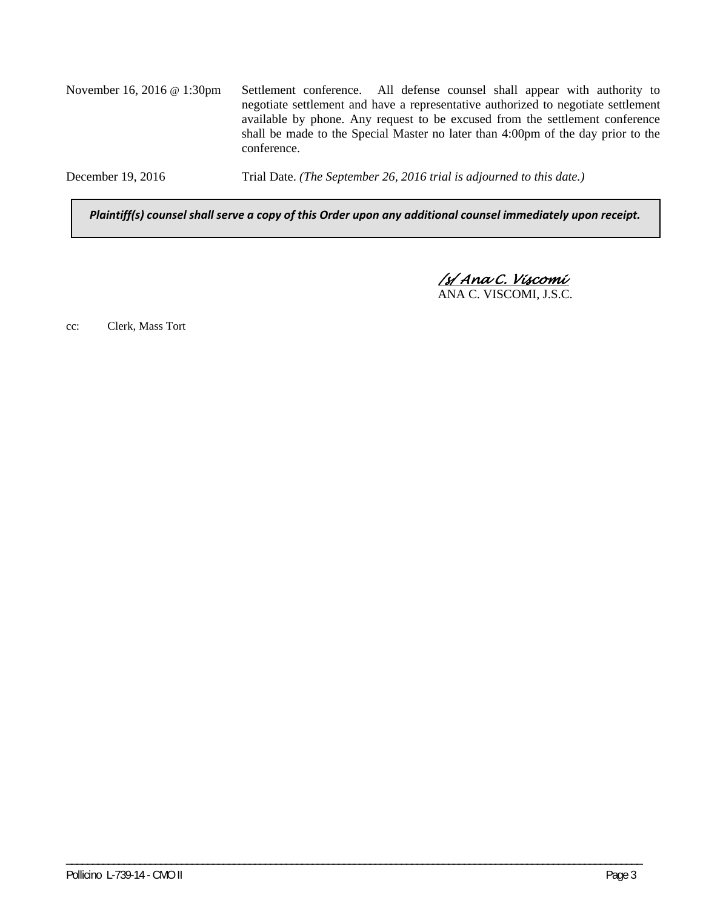| | |
|---|---|
| November 16, 2016 @ 1:30pm | Settlement conference. All defense counsel shall appear with authority to negotiate settlement and have a representative authorized to negotiate settlement available by phone. Any request to be excused from the settlement conference shall be made to the Special Master no later than 4:00pm of the day prior to the conference. |
| December 19, 2016 | Trial Date. *(The September 26, 2016 trial is adjourned to this date.)* |

***Plaintiff(s) counsel shall serve a copy of this Order upon any additional counsel immediately upon receipt.***

*/s/ Ana C. Viscomi*
ANA C. VISCOMI, J.S.C.

cc: Clerk, Mass Tort